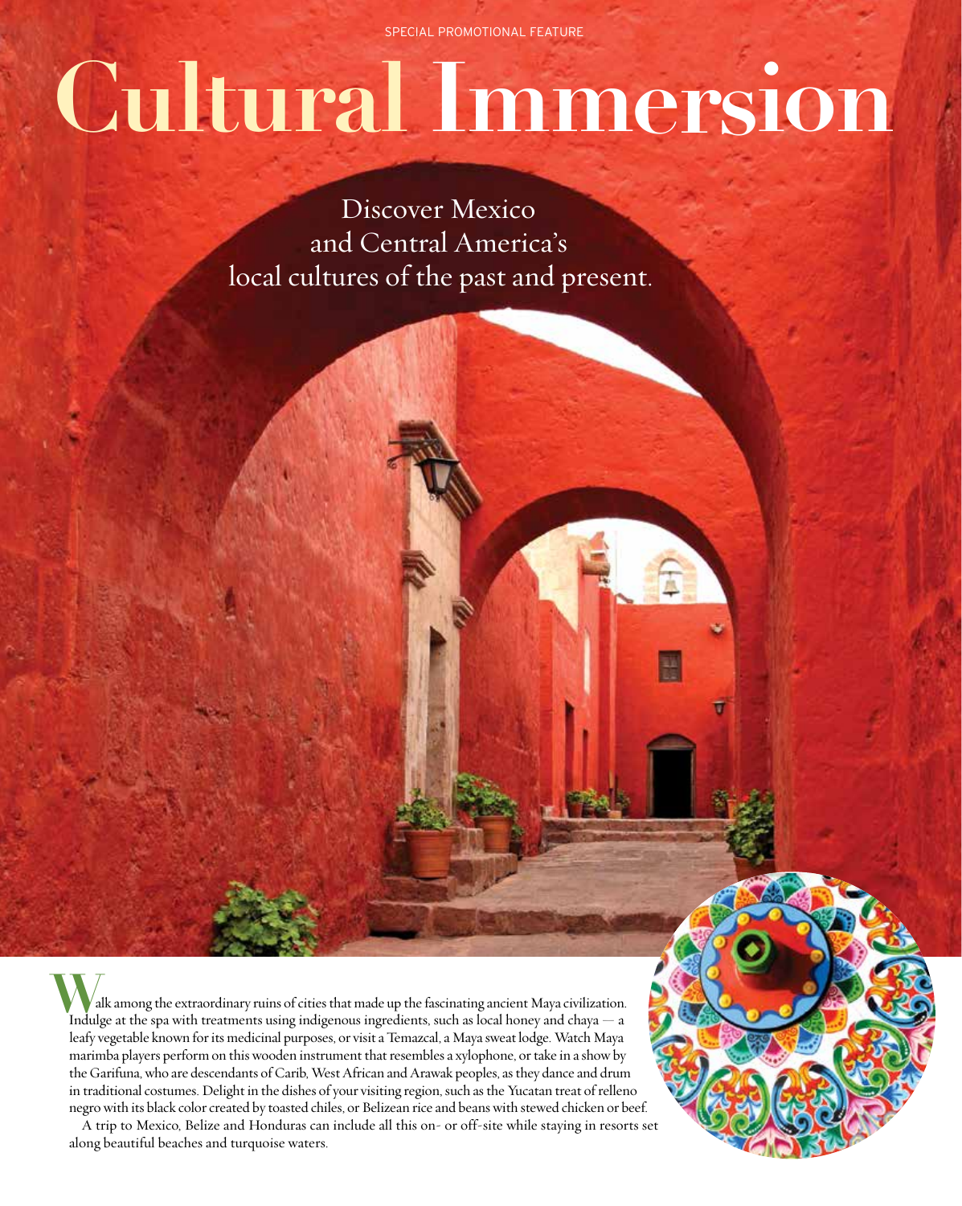SPECIAL PROMOTIONAL FEATURE

# Cultural Immersion

Discover Mexico and Central America's local cultures of the past and present.

Walk among the extraordinary ruins of cities that made up the fascinating ancient Maya civilization. Indulge at the spa with treatments using indigenous ingredients, such as local honey and chaya — a leafy vegetable known for its medicinal purposes, or visit a Temazcal, a Maya sweat lodge. Watch Maya marimba players perform on this wooden instrument that resembles a xylophone, or take in a show by the Garifuna, who are descendants of Carib, West African and Arawak peoples, as they dance and drum in traditional costumes. Delight in the dishes of your visiting region, such as the Yucatan treat of relleno negro with its black color created by toasted chiles, or Belizean rice and beans with stewed chicken or beef.

A trip to Mexico, Belize and Honduras can include all this on- or off-site while staying in resorts set along beautiful beaches and turquoise waters.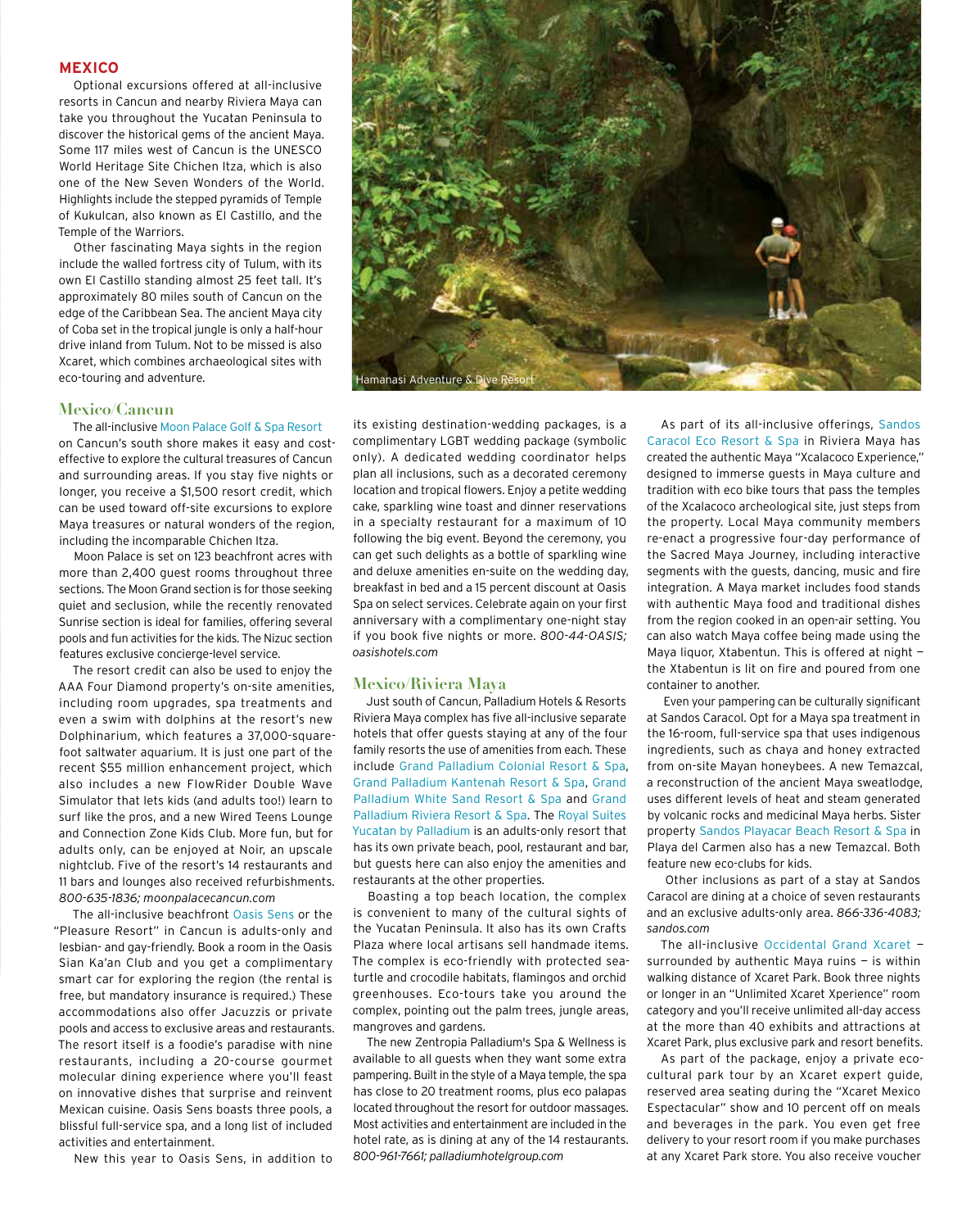## MEXICO

Optional excursions offered at all-inclusive resorts in Cancun and nearby Riviera Maya can take you throughout the Yucatan Peninsula to discover the historical gems of the ancient Maya. Some 117 miles west of Cancun is the UNESCO World Heritage Site Chichen Itza, which is also one of the New Seven Wonders of the World. Highlights include the stepped pyramids of Temple of Kukulcan, also known as El Castillo, and the Temple of the Warriors.

Other fascinating Maya sights in the region include the walled fortress city of Tulum, with its own El Castillo standing almost 25 feet tall. It's approximately 80 miles south of Cancun on the edge of the Caribbean Sea. The ancient Maya city of Coba set in the tropical jungle is only a half-hour drive inland from Tulum. Not to be missed is also Xcaret, which combines archaeological sites with eco-touring and adventure.

Hamanasi Adventure & Dive Resort

### Mexico/Cancun

The all-inclusive Moon Palace Golf & Spa Resort on Cancun's south shore makes it easy and cost-effective to explore the cultural treasures of Cancun and surrounding areas. If you stay five nights or longer, you receive a $1,500 resort credit, which can be used toward off-site excursions to explore Maya treasures or natural wonders of the region, including the incomparable Chichen Itza.

Moon Palace is set on 123 beachfront acres with more than 2,400 guest rooms throughout three sections. The Moon Grand section is for those seeking quiet and seclusion, while the recently renovated Sunrise section is ideal for families, offering several pools and fun activities for the kids. The Nizuc section features exclusive concierge-level service.

The resort credit can also be used to enjoy the AAA Four Diamond property's on-site amenities, including room upgrades, spa treatments and even a swim with dolphins at the resort's new Dolphinarium, which features a 37,000-square-foot saltwater aquarium. It is just one part of the recent $55 million enhancement project, which also includes a new FlowRider Double Wave Simulator that lets kids (and adults too!) learn to surf like the pros, and a new Wired Teens Lounge and Connection Zone Kids Club. More fun, but for adults only, can be enjoyed at Noir, an upscale nightclub. Five of the resort's 14 restaurants and 11 bars and lounges also received refurbishments. *800-635-1836; moonpalacecancun.com*

The all-inclusive beachfront Oasis Sens or the "Pleasure Resort" in Cancun is adults-only and lesbian- and gay-friendly. Book a room in the Oasis Sian Ka'an Club and you get a complimentary smart car for exploring the region (the rental is free, but mandatory insurance is required.) These accommodations also offer Jacuzzis or private pools and access to exclusive areas and restaurants. The resort itself is a foodie's paradise with nine restaurants, including a 20-course gourmet molecular dining experience where you'll feast on innovative dishes that surprise and reinvent Mexican cuisine. Oasis Sens boasts three pools, a blissful full-service spa, and a long list of included activities and entertainment.

New this year to Oasis Sens, in addition to its existing destination-wedding packages, is a complimentary LGBT wedding package (symbolic only). A dedicated wedding coordinator helps plan all inclusions, such as a decorated ceremony location and tropical flowers. Enjoy a petite wedding cake, sparkling wine toast and dinner reservations in a specialty restaurant for a maximum of 10 following the big event. Beyond the ceremony, you can get such delights as a bottle of sparkling wine and deluxe amenities en-suite on the wedding day, breakfast in bed and a 15 percent discount at Oasis Spa on select services. Celebrate again on your first anniversary with a complimentary one-night stay if you book five nights or more. *800-44-OASIS; oasishotels.com*

### Mexico/Riviera Maya

Just south of Cancun, Palladium Hotels & Resorts Riviera Maya complex has five all-inclusive separate hotels that offer guests staying at any of the four family resorts the use of amenities from each. These include Grand Palladium Colonial Resort & Spa, Grand Palladium Kantenah Resort & Spa, Grand Palladium White Sand Resort & Spa and Grand Palladium Riviera Resort & Spa. The Royal Suites Yucatan by Palladium is an adults-only resort that has its own private beach, pool, restaurant and bar, but guests here can also enjoy the amenities and restaurants at the other properties.

Boasting a top beach location, the complex is convenient to many of the cultural sights of the Yucatan Peninsula. It also has its own Crafts Plaza where local artisans sell handmade items. The complex is eco-friendly with protected sea-turtle and crocodile habitats, flamingos and orchid greenhouses. Eco-tours take you around the complex, pointing out the palm trees, jungle areas, mangroves and gardens.

The new Zentropia Palladium's Spa & Wellness is available to all guests when they want some extra pampering. Built in the style of a Maya temple, the spa has close to 20 treatment rooms, plus eco palapas located throughout the resort for outdoor massages. Most activities and entertainment are included in the hotel rate, as is dining at any of the 14 restaurants. *800-961-7661; palladiumhotelgroup.com*

As part of its all-inclusive offerings, Sandos Caracol Eco Resort & Spa in Riviera Maya has created the authentic Maya "Xcalacoco Experience," designed to immerse guests in Maya culture and tradition with eco bike tours that pass the temples of the Xcalacoco archeological site, just steps from the property. Local Maya community members re-enact a progressive four-day performance of the Sacred Maya Journey, including interactive segments with the guests, dancing, music and fire integration. A Maya market includes food stands with authentic Maya food and traditional dishes from the region cooked in an open-air setting. You can also watch Maya coffee being made using the Maya liquor, Xtabentun. This is offered at night – the Xtabentun is lit on fire and poured from one container to another.

Even your pampering can be culturally significant at Sandos Caracol. Opt for a Maya spa treatment in the 16-room, full-service spa that uses indigenous ingredients, such as chaya and honey extracted from on-site Mayan honeybees. A new Temazcal, a reconstruction of the ancient Maya sweatlodge, uses different levels of heat and steam generated by volcanic rocks and medicinal Maya herbs. Sister property Sandos Playacar Beach Resort & Spa in Playa del Carmen also has a new Temazcal. Both feature new eco-clubs for kids.

Other inclusions as part of a stay at Sandos Caracol are dining at a choice of seven restaurants and an exclusive adults-only area. *866-336-4083; sandos.com*

The all-inclusive Occidental Grand Xcaret – surrounded by authentic Maya ruins – is within walking distance of Xcaret Park. Book three nights or longer in an "Unlimited Xcaret Xperience" room category and you'll receive unlimited all-day access at the more than 40 exhibits and attractions at Xcaret Park, plus exclusive park and resort benefits.

As part of the package, enjoy a private eco-cultural park tour by an Xcaret expert guide, reserved area seating during the "Xcaret Mexico Espectacular" show and 10 percent off on meals and beverages in the park. You even get free delivery to your resort room if you make purchases at any Xcaret Park store. You also receive voucher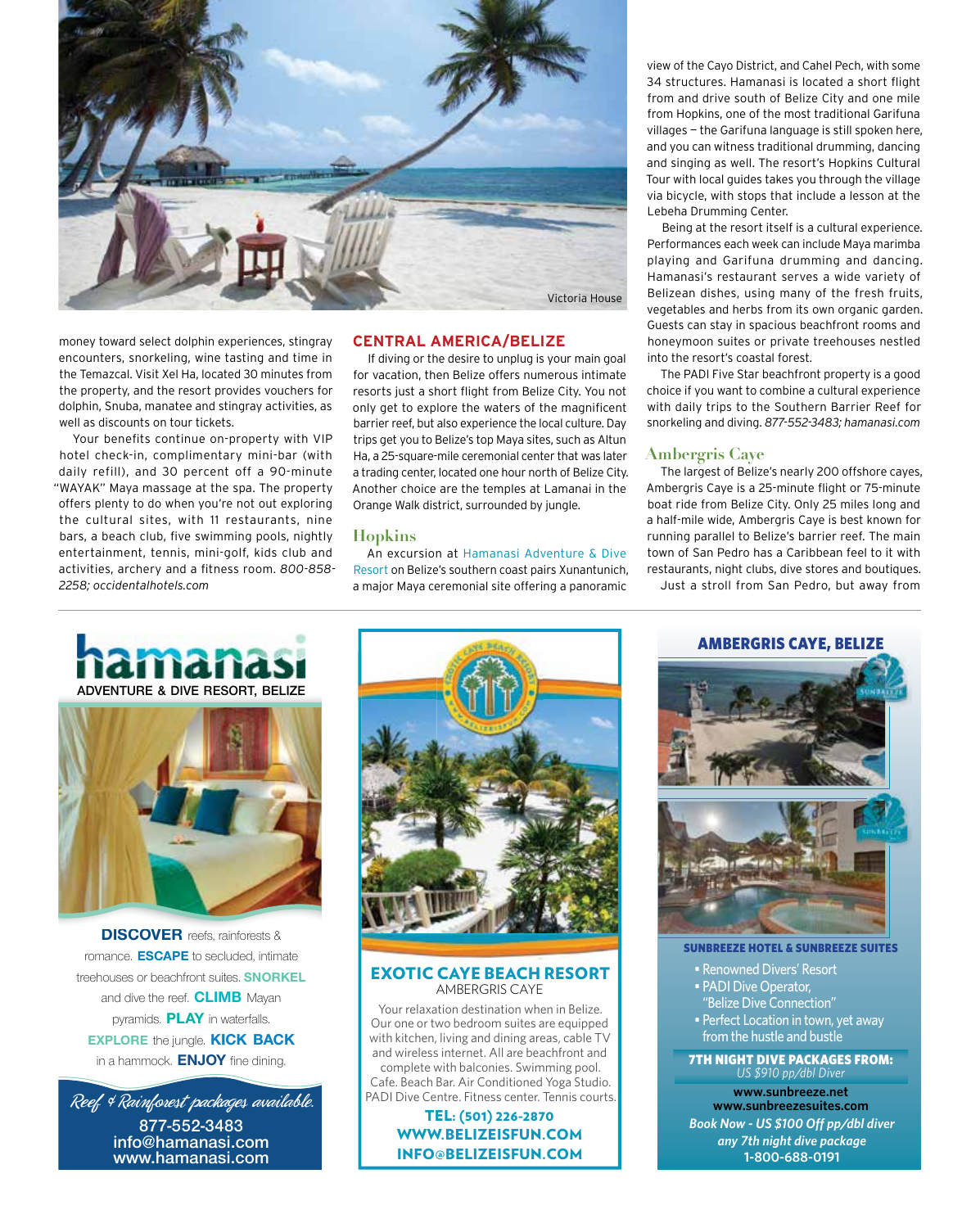Victoria House

money toward select dolphin experiences, stingray encounters, snorkeling, wine tasting and time in the Temazcal. Visit Xel Ha, located 30 minutes from the property, and the resort provides vouchers for dolphin, Snuba, manatee and stingray activities, as well as discounts on tour tickets.

Your benefits continue on-property with VIP hotel check-in, complimentary mini-bar (with daily refill), and 30 percent off a 90-minute "WAYAK" Maya massage at the spa. The property offers plenty to do when you're not out exploring the cultural sites, with 11 restaurants, nine bars, a beach club, five swimming pools, nightly entertainment, tennis, mini-golf, kids club and activities, archery and a fitness room. *800-858-2258; occidentalhotels.com*

## CENTRAL AMERICA/BELIZE

If diving or the desire to unplug is your main goal for vacation, then Belize offers numerous intimate resorts just a short flight from Belize City. You not only get to explore the waters of the magnificent barrier reef, but also experience the local culture. Day trips get you to Belize's top Maya sites, such as Altun Ha, a 25-square-mile ceremonial center that was later a trading center, located one hour north of Belize City. Another choice are the temples at Lamanai in the Orange Walk district, surrounded by jungle.

### Hopkins

An excursion at Hamanasi Adventure & Dive Resort on Belize's southern coast pairs Xunantunich, a major Maya ceremonial site offering a panoramic view of the Cayo District, and Cahel Pech, with some 34 structures. Hamanasi is located a short flight from and drive south of Belize City and one mile from Hopkins, one of the most traditional Garifuna villages — the Garifuna language is still spoken here, and you can witness traditional drumming, dancing and singing as well. The resort's Hopkins Cultural Tour with local guides takes you through the village via bicycle, with stops that include a lesson at the Lebeha Drumming Center.

Being at the resort itself is a cultural experience. Performances each week can include Maya marimba playing and Garifuna drumming and dancing. Hamanasi's restaurant serves a wide variety of Belizean dishes, using many of the fresh fruits, vegetables and herbs from its own organic garden. Guests can stay in spacious beachfront rooms and honeymoon suites or private treehouses nestled into the resort's coastal forest.

The PADI Five Star beachfront property is a good choice if you want to combine a cultural experience with daily trips to the Southern Barrier Reef for snorkeling and diving. *877-552-3483; hamanasi.com*

### Ambergris Caye

The largest of Belize's nearly 200 offshore cayes, Ambergris Caye is a 25-minute flight or 75-minute boat ride from Belize City. Only 25 miles long and a half-mile wide, Ambergris Caye is best known for running parallel to Belize's barrier reef. The main town of San Pedro has a Caribbean feel to it with restaurants, night clubs, dive stores and boutiques.

Just a stroll from San Pedro, but away from

---

**hamanasi**
ADVENTURE & DIVE RESORT, BELIZE

**DISCOVER** reefs, rainforests & romance. **ESCAPE** to secluded, intimate treehouses or beachfront suites. **SNORKEL** and dive the reef. **CLIMB** Mayan pyramids. **PLAY** in waterfalls. **EXPLORE** the jungle. **KICK BACK** in a hammock. **ENJOY** fine dining.

*Reef & Rainforest packages available.*
877-552-3483
info@hamanasi.com
www.hamanasi.com

---

**EXOTIC CAYE BEACH RESORT**
AMBERGRIS CAYE

Your relaxation destination when in Belize. Our one or two bedroom suites are equipped with kitchen, living and dining areas, cable TV and wireless internet. All are beachfront and complete with balconies. Swimming pool. Cafe. Beach Bar. Air Conditioned Yoga Studio. PADI Dive Centre. Fitness center. Tennis courts.

**TEL: (501) 226-2870**
**WWW.BELIZEISFUN.COM**
**INFO@BELIZEISFUN.COM**

---

**AMBERGRIS CAYE, BELIZE**

**SUNBREEZE HOTEL & SUNBREEZE SUITES**

- Renowned Divers' Resort
- PADI Dive Operator, "Belize Dive Connection"
- Perfect Location in town, yet away from the hustle and bustle

**7TH NIGHT DIVE PACKAGES FROM:**
*US $910 pp/dbl Diver*

**www.sunbreeze.net**
**www.sunbreezesuites.com**
***Book Now - US $100 Off pp/dbl diver any 7th night dive package***
**1-800-688-0191**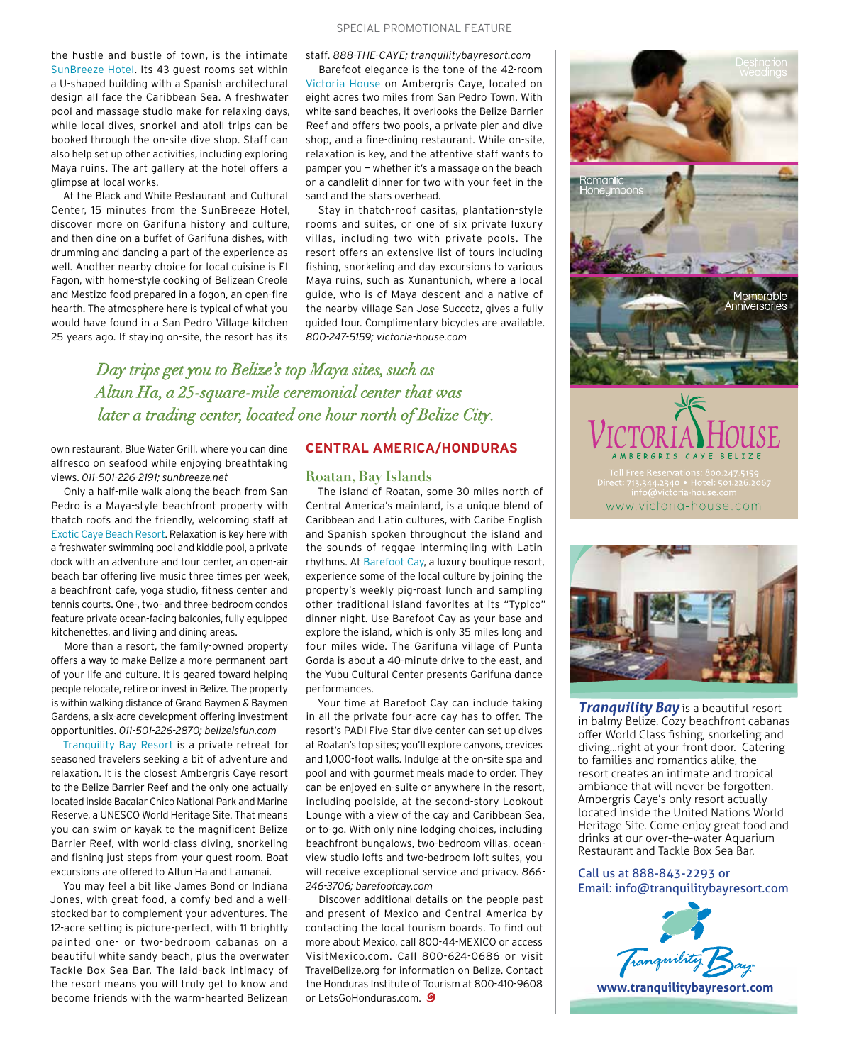the hustle and bustle of town, is the intimate SunBreeze Hotel. Its 43 guest rooms set within a U-shaped building with a Spanish architectural design all face the Caribbean Sea. A freshwater pool and massage studio make for relaxing days, while local dives, snorkel and atoll trips can be booked through the on-site dive shop. Staff can also help set up other activities, including exploring Maya ruins. The art gallery at the hotel offers a glimpse at local works.

At the Black and White Restaurant and Cultural Center, 15 minutes from the SunBreeze Hotel, discover more on Garifuna history and culture, and then dine on a buffet of Garifuna dishes, with drumming and dancing a part of the experience as well. Another nearby choice for local cuisine is El Fagon, with home-style cooking of Belizean Creole and Mestizo food prepared in a fogon, an open-fire hearth. The atmosphere here is typical of what you would have found in a San Pedro Village kitchen 25 years ago. If staying on-site, the resort has its own restaurant, Blue Water Grill, where you can dine alfresco on seafood while enjoying breathtaking views. *011-501-226-2191; sunbreeze.net*

Only a half-mile walk along the beach from San Pedro is a Maya-style beachfront property with thatch roofs and the friendly, welcoming staff at Exotic Caye Beach Resort. Relaxation is key here with a freshwater swimming pool and kiddie pool, a private dock with an adventure and tour center, an open-air beach bar offering live music three times per week, a beachfront cafe, yoga studio, fitness center and tennis courts. One-, two- and three-bedroom condos feature private ocean-facing balconies, fully equipped kitchenettes, and living and dining areas.

More than a resort, the family-owned property offers a way to make Belize a more permanent part of your life and culture. It is geared toward helping people relocate, retire or invest in Belize. The property is within walking distance of Grand Baymen & Baymen Gardens, a six-acre development offering investment opportunities. *011-501-226-2870; belizeisfun.com*

Tranquility Bay Resort is a private retreat for seasoned travelers seeking a bit of adventure and relaxation. It is the closest Ambergris Caye resort to the Belize Barrier Reef and the only one actually located inside Bacalar Chico National Park and Marine Reserve, a UNESCO World Heritage Site. That means you can swim or kayak to the magnificent Belize Barrier Reef, with world-class diving, snorkeling and fishing just steps from your guest room. Boat excursions are offered to Altun Ha and Lamanai.

You may feel a bit like James Bond or Indiana Jones, with great food, a comfy bed and a well-stocked bar to complement your adventures. The 12-acre setting is picture-perfect, with 11 brightly painted one- or two-bedroom cabanas on a beautiful white sandy beach, plus the overwater Tackle Box Sea Bar. The laid-back intimacy of the resort means you will truly get to know and become friends with the warm-hearted Belizean staff. *888-THE-CAYE; tranquilitybayresort.com*

Barefoot elegance is the tone of the 42-room Victoria House on Ambergris Caye, located on eight acres two miles from San Pedro Town. With white-sand beaches, it overlooks the Belize Barrier Reef and offers two pools, a private pier and dive shop, and a fine-dining restaurant. While on-site, relaxation is key, and the attentive staff wants to pamper you — whether it's a massage on the beach or a candlelit dinner for two with your feet in the sand and the stars overhead.

Stay in thatch-roof casitas, plantation-style rooms and suites, or one of six private luxury villas, including two with private pools. The resort offers an extensive list of tours including fishing, snorkeling and day excursions to various Maya ruins, such as Xunantunich, where a local guide, who is of Maya descent and a native of the nearby village San Jose Succotz, gives a fully guided tour. Complimentary bicycles are available. *800-247-5159; victoria-house.com*

*Day trips get you to Belize's top Maya sites, such as Altun Ha, a 25-square-mile ceremonial center that was later a trading center, located one hour north of Belize City.*

## CENTRAL AMERICA/HONDURAS

### Roatan, Bay Islands

The island of Roatan, some 30 miles north of Central America's mainland, is a unique blend of Caribbean and Latin cultures, with Caribe English and Spanish spoken throughout the island and the sounds of reggae intermingling with Latin rhythms. At Barefoot Cay, a luxury boutique resort, experience some of the local culture by joining the property's weekly pig-roast lunch and sampling other traditional island favorites at its "Typico" dinner night. Use Barefoot Cay as your base and explore the island, which is only 35 miles long and four miles wide. The Garifuna village of Punta Gorda is about a 40-minute drive to the east, and the Yubu Cultural Center presents Garifuna dance performances.

Your time at Barefoot Cay can include taking in all the private four-acre cay has to offer. The resort's PADI Five Star dive center can set up dives at Roatan's top sites; you'll explore canyons, crevices and 1,000-foot walls. Indulge at the on-site spa and pool and with gourmet meals made to order. They can be enjoyed en-suite or anywhere in the resort, including poolside, at the second-story Lookout Lounge with a view of the cay and Caribbean Sea, or to-go. With only nine lodging choices, including beachfront bungalows, two-bedroom villas, ocean-view studio lofts and two-bedroom loft suites, you will receive exceptional service and privacy. *866-246-3706; barefootcay.com*

Discover additional details on the people past and present of Mexico and Central America by contacting the local tourism boards. To find out more about Mexico, call 800-44-MEXICO or access VisitMexico.com. Call 800-624-0686 or visit TravelBelize.org for information on Belize. Contact the Honduras Institute of Tourism at 800-410-9608 or LetsGoHonduras.com.

Destination Weddings

Romantic Honeymoons

Memorable Anniversaries

VICTORIA HOUSE
AMBERGRIS CAYE BELIZE

Toll Free Reservations: 800.247.5159
Direct: 713.344.2340 • Hotel: 501.226.2067
info@victoria-house.com
www.victoria-house.com

***Tranquility Bay*** is a beautiful resort in balmy Belize. Cozy beachfront cabanas offer World Class fishing, snorkeling and diving...right at your front door. Catering to families and romantics alike, the resort creates an intimate and tropical ambiance that will never be forgotten. Ambergris Caye's only resort actually located inside the United Nations World Heritage Site. Come enjoy great food and drinks at our over-the-water Aquarium Restaurant and Tackle Box Sea Bar.

Call us at 888-843-2293 or
Email: info@tranquilitybayresort.com

Tranquility Bay

**www.tranquilitybayresort.com**